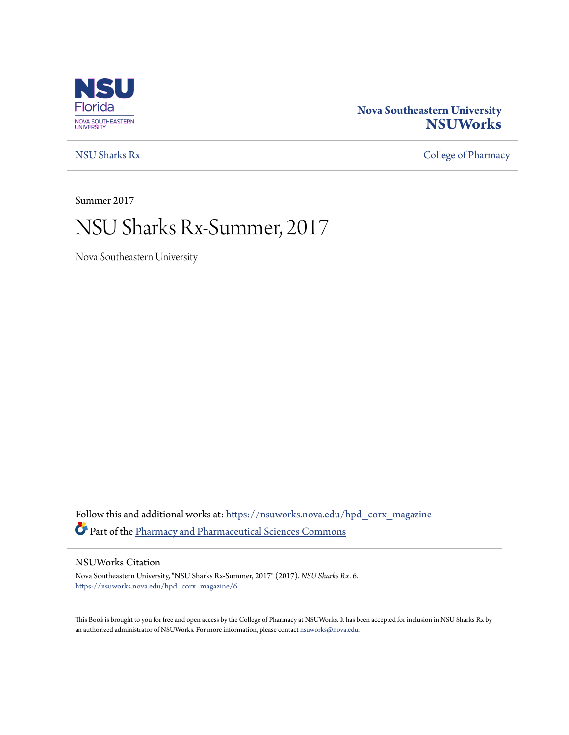NSU Florida
NOVA SOUTHEASTERN UNIVERSITY

**Nova Southeastern University**
**NSUWorks**

NSU Sharks Rx | College of Pharmacy

Summer 2017

# NSU Sharks Rx-Summer, 2017

Nova Southeastern University

Follow this and additional works at: https://nsuworks.nova.edu/hpd_corx_magazine

Part of the Pharmacy and Pharmaceutical Sciences Commons

## NSUWorks Citation

Nova Southeastern University, "NSU Sharks Rx-Summer, 2017" (2017). *NSU Sharks Rx*. 6.
https://nsuworks.nova.edu/hpd_corx_magazine/6

This Book is brought to you for free and open access by the College of Pharmacy at NSUWorks. It has been accepted for inclusion in NSU Sharks Rx by an authorized administrator of NSUWorks. For more information, please contact nsuworks@nova.edu.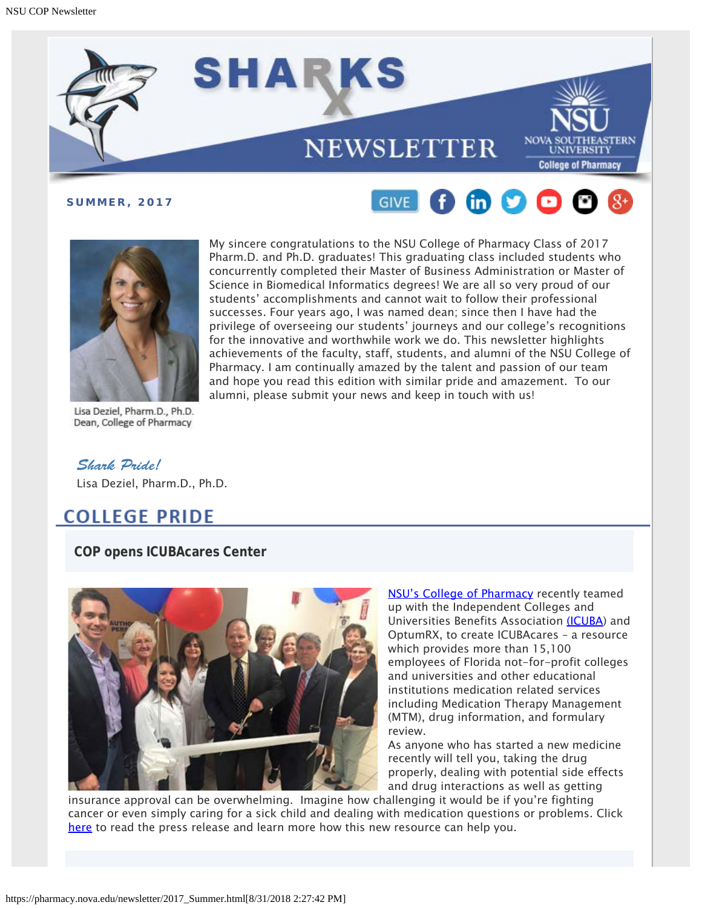# SHARKS Rx NEWSLETTER

NSU NOVA SOUTHEASTERN UNIVERSITY College of Pharmacy

**SUMMER, 2017**

GIVE

My sincere congratulations to the NSU College of Pharmacy Class of 2017 Pharm.D. and Ph.D. graduates! This graduating class included students who concurrently completed their Master of Business Administration or Master of Science in Biomedical Informatics degrees! We are all so very proud of our students' accomplishments and cannot wait to follow their professional successes. Four years ago, I was named dean; since then I have had the privilege of overseeing our students' journeys and our college's recognitions for the innovative and worthwhile work we do. This newsletter highlights achievements of the faculty, staff, students, and alumni of the NSU College of Pharmacy. I am continually amazed by the talent and passion of our team and hope you read this edition with similar pride and amazement. To our alumni, please submit your news and keep in touch with us!

Lisa Deziel, Pharm.D., Ph.D.
Dean, College of Pharmacy

*Shark Pride!*

Lisa Deziel, Pharm.D., Ph.D.

## COLLEGE PRIDE

### COP opens ICUBAcares Center

NSU's College of Pharmacy recently teamed up with the Independent Colleges and Universities Benefits Association (ICUBA) and OptumRX, to create ICUBAcares – a resource which provides more than 15,100 employees of Florida not-for-profit colleges and universities and other educational institutions medication related services including Medication Therapy Management (MTM), drug information, and formulary review.

As anyone who has started a new medicine recently will tell you, taking the drug properly, dealing with potential side effects and drug interactions as well as getting insurance approval can be overwhelming. Imagine how challenging it would be if you're fighting cancer or even simply caring for a sick child and dealing with medication questions or problems. Click here to read the press release and learn more how this new resource can help you.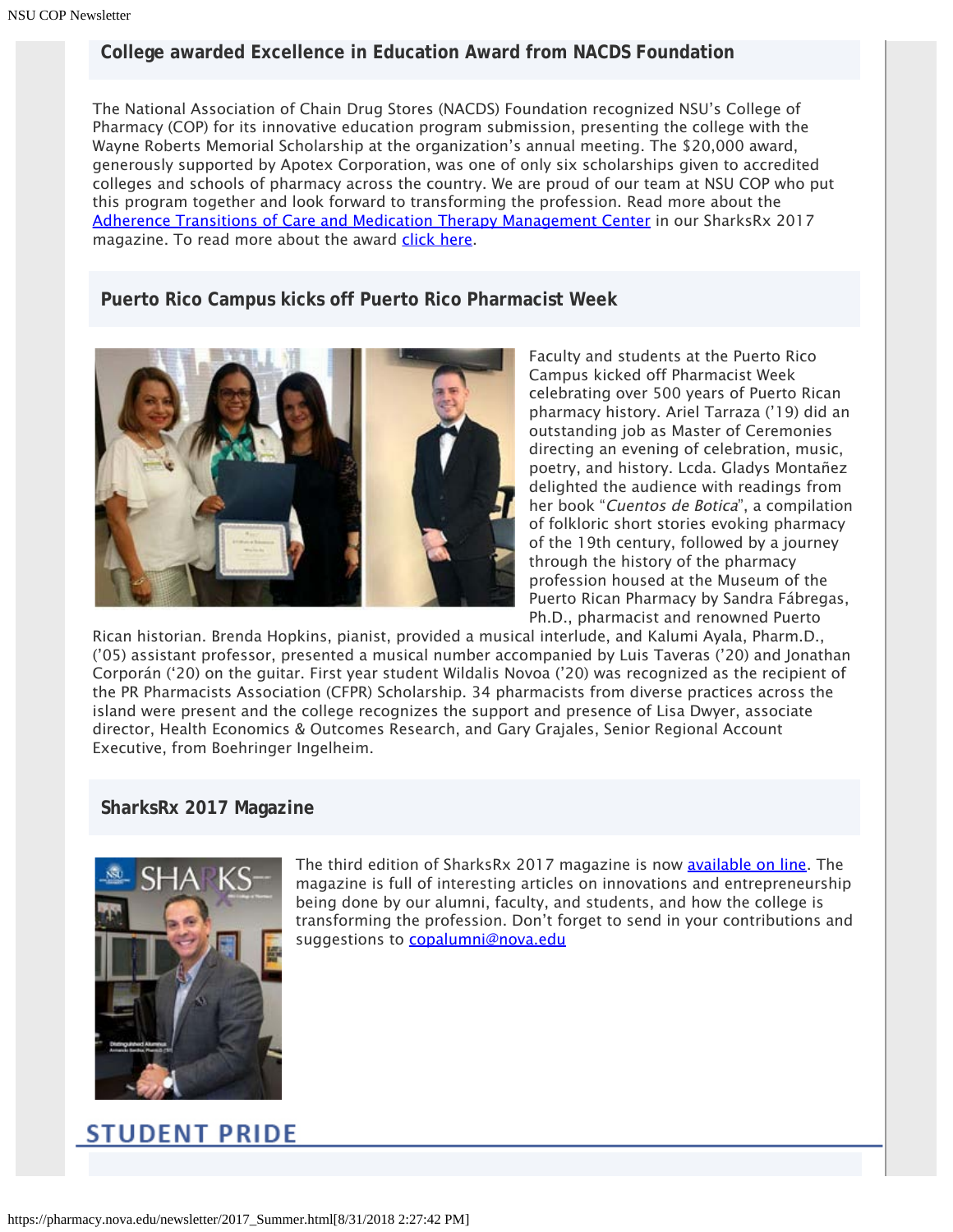## College awarded Excellence in Education Award from NACDS Foundation

The National Association of Chain Drug Stores (NACDS) Foundation recognized NSU's College of Pharmacy (COP) for its innovative education program submission, presenting the college with the Wayne Roberts Memorial Scholarship at the organization's annual meeting. The $20,000 award, generously supported by Apotex Corporation, was one of only six scholarships given to accredited colleges and schools of pharmacy across the country. We are proud of our team at NSU COP who put this program together and look forward to transforming the profession. Read more about the Adherence Transitions of Care and Medication Therapy Management Center in our SharksRx 2017 magazine. To read more about the award click here.

## Puerto Rico Campus kicks off Puerto Rico Pharmacist Week

Faculty and students at the Puerto Rico Campus kicked off Pharmacist Week celebrating over 500 years of Puerto Rican pharmacy history. Ariel Tarraza ('19) did an outstanding job as Master of Ceremonies directing an evening of celebration, music, poetry, and history. Lcda. Gladys Montañez delighted the audience with readings from her book "*Cuentos de Botica*", a compilation of folkloric short stories evoking pharmacy of the 19th century, followed by a journey through the history of the pharmacy profession housed at the Museum of the Puerto Rican Pharmacy by Sandra Fábregas, Ph.D., pharmacist and renowned Puerto Rican historian. Brenda Hopkins, pianist, provided a musical interlude, and Kalumi Ayala, Pharm.D., ('05) assistant professor, presented a musical number accompanied by Luis Taveras ('20) and Jonathan Corporán ('20) on the guitar. First year student Wildalis Novoa ('20) was recognized as the recipient of the PR Pharmacists Association (CFPR) Scholarship. 34 pharmacists from diverse practices across the island were present and the college recognizes the support and presence of Lisa Dwyer, associate director, Health Economics & Outcomes Research, and Gary Grajales, Senior Regional Account Executive, from Boehringer Ingelheim.

## SharksRx 2017 Magazine

The third edition of SharksRx 2017 magazine is now available on line. The magazine is full of interesting articles on innovations and entrepreneurship being done by our alumni, faculty, and students, and how the college is transforming the profession. Don't forget to send in your contributions and suggestions to copalumni@nova.edu

# STUDENT PRIDE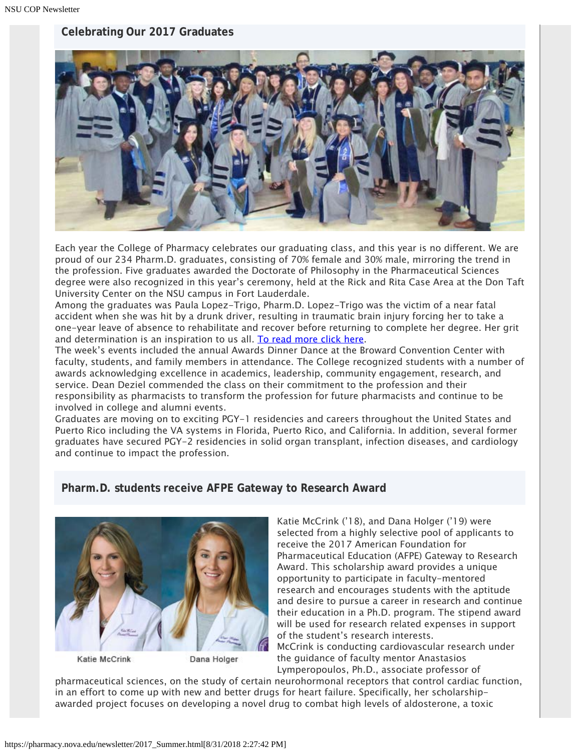## Celebrating Our 2017 Graduates

Each year the College of Pharmacy celebrates our graduating class, and this year is no different. We are proud of our 234 Pharm.D. graduates, consisting of 70% female and 30% male, mirroring the trend in the profession. Five graduates awarded the Doctorate of Philosophy in the Pharmaceutical Sciences degree were also recognized in this year's ceremony, held at the Rick and Rita Case Area at the Don Taft University Center on the NSU campus in Fort Lauderdale.

Among the graduates was Paula Lopez-Trigo, Pharm.D. Lopez-Trigo was the victim of a near fatal accident when she was hit by a drunk driver, resulting in traumatic brain injury forcing her to take a one-year leave of absence to rehabilitate and recover before returning to complete her degree. Her grit and determination is an inspiration to us all. [To read more click here](#).

The week's events included the annual Awards Dinner Dance at the Broward Convention Center with faculty, students, and family members in attendance. The College recognized students with a number of awards acknowledging excellence in academics, leadership, community engagement, research, and service. Dean Deziel commended the class on their commitment to the profession and their responsibility as pharmacists to transform the profession for future pharmacists and continue to be involved in college and alumni events.

Graduates are moving on to exciting PGY-1 residencies and careers throughout the United States and Puerto Rico including the VA systems in Florida, Puerto Rico, and California. In addition, several former graduates have secured PGY-2 residencies in solid organ transplant, infection diseases, and cardiology and continue to impact the profession.

## Pharm.D. students receive AFPE Gateway to Research Award

Katie McCrink Dana Holger

Katie McCrink ('18), and Dana Holger ('19) were selected from a highly selective pool of applicants to receive the 2017 American Foundation for Pharmaceutical Education (AFPE) Gateway to Research Award. This scholarship award provides a unique opportunity to participate in faculty-mentored research and encourages students with the aptitude and desire to pursue a career in research and continue their education in a Ph.D. program. The stipend award will be used for research related expenses in support of the student's research interests.

McCrink is conducting cardiovascular research under the guidance of faculty mentor Anastasios Lymperopoulos, Ph.D., associate professor of pharmaceutical sciences, on the study of certain neurohormonal receptors that control cardiac function, in an effort to come up with new and better drugs for heart failure. Specifically, her scholarship-awarded project focuses on developing a novel drug to combat high levels of aldosterone, a toxic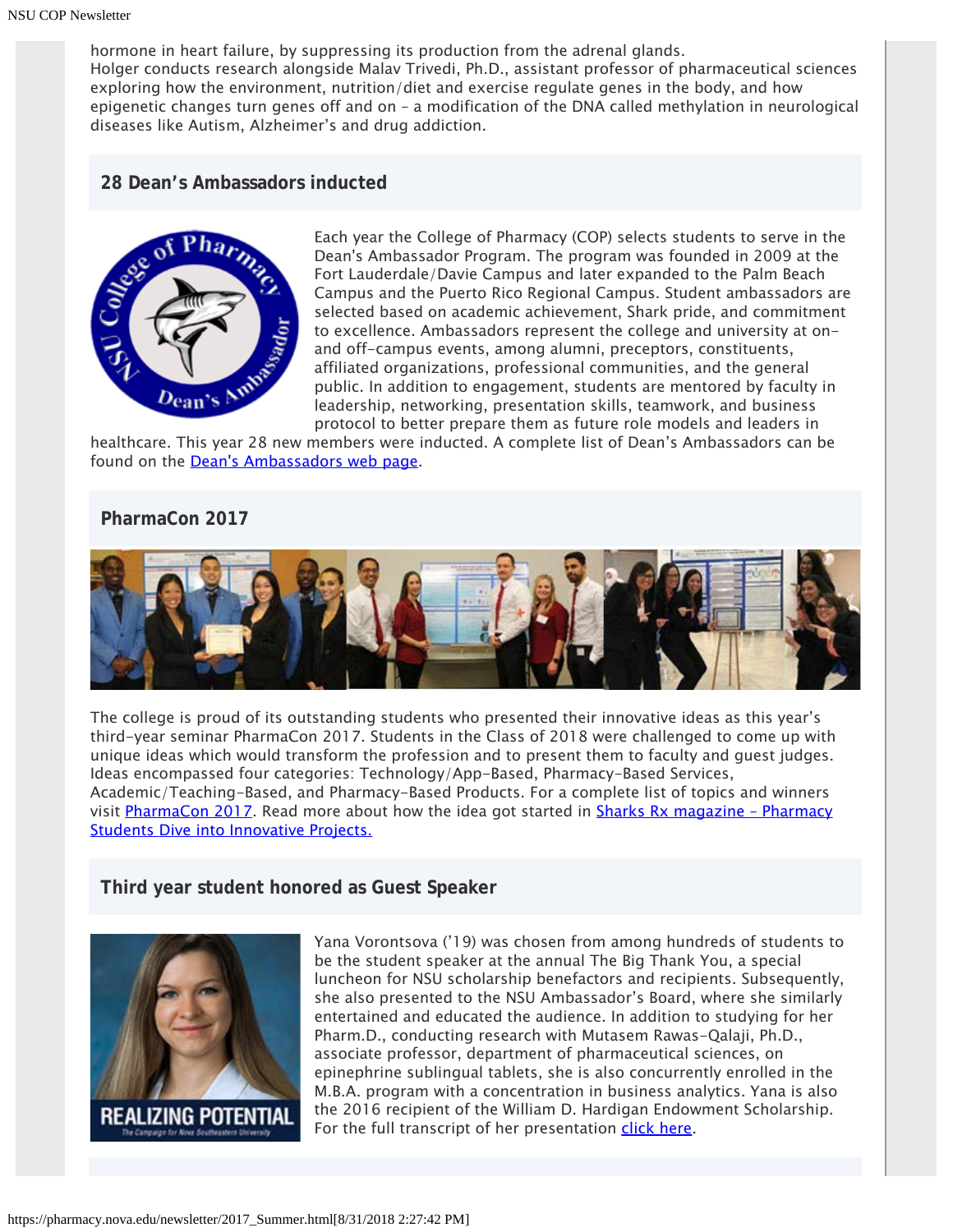hormone in heart failure, by suppressing its production from the adrenal glands.
Holger conducts research alongside Malav Trivedi, Ph.D., assistant professor of pharmaceutical sciences exploring how the environment, nutrition/diet and exercise regulate genes in the body, and how epigenetic changes turn genes off and on – a modification of the DNA called methylation in neurological diseases like Autism, Alzheimer's and drug addiction.

## 28 Dean's Ambassadors inducted

Each year the College of Pharmacy (COP) selects students to serve in the Dean's Ambassador Program. The program was founded in 2009 at the Fort Lauderdale/Davie Campus and later expanded to the Palm Beach Campus and the Puerto Rico Regional Campus. Student ambassadors are selected based on academic achievement, Shark pride, and commitment to excellence. Ambassadors represent the college and university at on- and off-campus events, among alumni, preceptors, constituents, affiliated organizations, professional communities, and the general public. In addition to engagement, students are mentored by faculty in leadership, networking, presentation skills, teamwork, and business protocol to better prepare them as future role models and leaders in healthcare. This year 28 new members were inducted. A complete list of Dean's Ambassadors can be found on the Dean's Ambassadors web page.

## PharmaCon 2017

The college is proud of its outstanding students who presented their innovative ideas as this year's third-year seminar PharmaCon 2017. Students in the Class of 2018 were challenged to come up with unique ideas which would transform the profession and to present them to faculty and guest judges. Ideas encompassed four categories: Technology/App-Based, Pharmacy-Based Services, Academic/Teaching-Based, and Pharmacy-Based Products. For a complete list of topics and winners visit PharmaCon 2017. Read more about how the idea got started in Sharks Rx magazine – Pharmacy Students Dive into Innovative Projects.

## Third year student honored as Guest Speaker

Yana Vorontsova ('19) was chosen from among hundreds of students to be the student speaker at the annual The Big Thank You, a special luncheon for NSU scholarship benefactors and recipients. Subsequently, she also presented to the NSU Ambassador's Board, where she similarly entertained and educated the audience. In addition to studying for her Pharm.D., conducting research with Mutasem Rawas-Qalaji, Ph.D., associate professor, department of pharmaceutical sciences, on epinephrine sublingual tablets, she is also concurrently enrolled in the M.B.A. program with a concentration in business analytics. Yana is also the 2016 recipient of the William D. Hardigan Endowment Scholarship. For the full transcript of her presentation click here.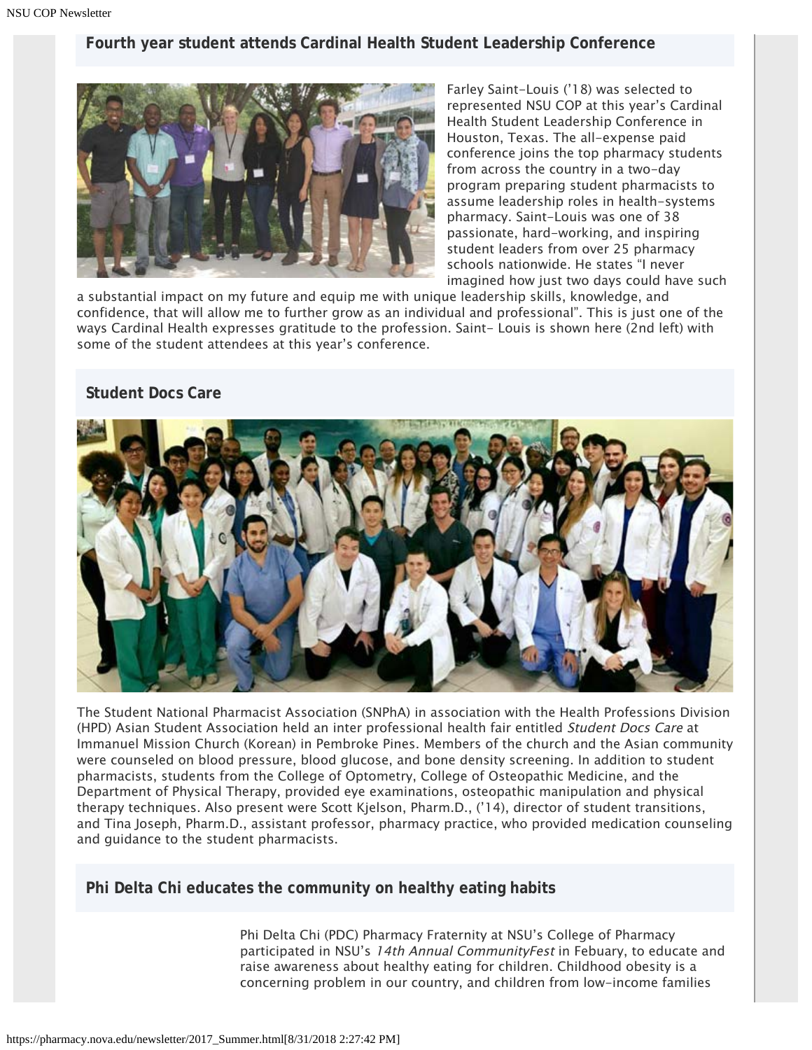## Fourth year student attends Cardinal Health Student Leadership Conference

Farley Saint-Louis ('18) was selected to represented NSU COP at this year's Cardinal Health Student Leadership Conference in Houston, Texas. The all-expense paid conference joins the top pharmacy students from across the country in a two-day program preparing student pharmacists to assume leadership roles in health-systems pharmacy. Saint-Louis was one of 38 passionate, hard-working, and inspiring student leaders from over 25 pharmacy schools nationwide. He states "I never imagined how just two days could have such a substantial impact on my future and equip me with unique leadership skills, knowledge, and confidence, that will allow me to further grow as an individual and professional". This is just one of the ways Cardinal Health expresses gratitude to the profession. Saint- Louis is shown here (2nd left) with some of the student attendees at this year's conference.

## Student Docs Care

The Student National Pharmacist Association (SNPhA) in association with the Health Professions Division (HPD) Asian Student Association held an inter professional health fair entitled *Student Docs Care* at Immanuel Mission Church (Korean) in Pembroke Pines. Members of the church and the Asian community were counseled on blood pressure, blood glucose, and bone density screening. In addition to student pharmacists, students from the College of Optometry, College of Osteopathic Medicine, and the Department of Physical Therapy, provided eye examinations, osteopathic manipulation and physical therapy techniques. Also present were Scott Kjelson, Pharm.D., ('14), director of student transitions, and Tina Joseph, Pharm.D., assistant professor, pharmacy practice, who provided medication counseling and guidance to the student pharmacists.

## Phi Delta Chi educates the community on healthy eating habits

Phi Delta Chi (PDC) Pharmacy Fraternity at NSU's College of Pharmacy participated in NSU's *14th Annual CommunityFest* in Febuary, to educate and raise awareness about healthy eating for children. Childhood obesity is a concerning problem in our country, and children from low-income families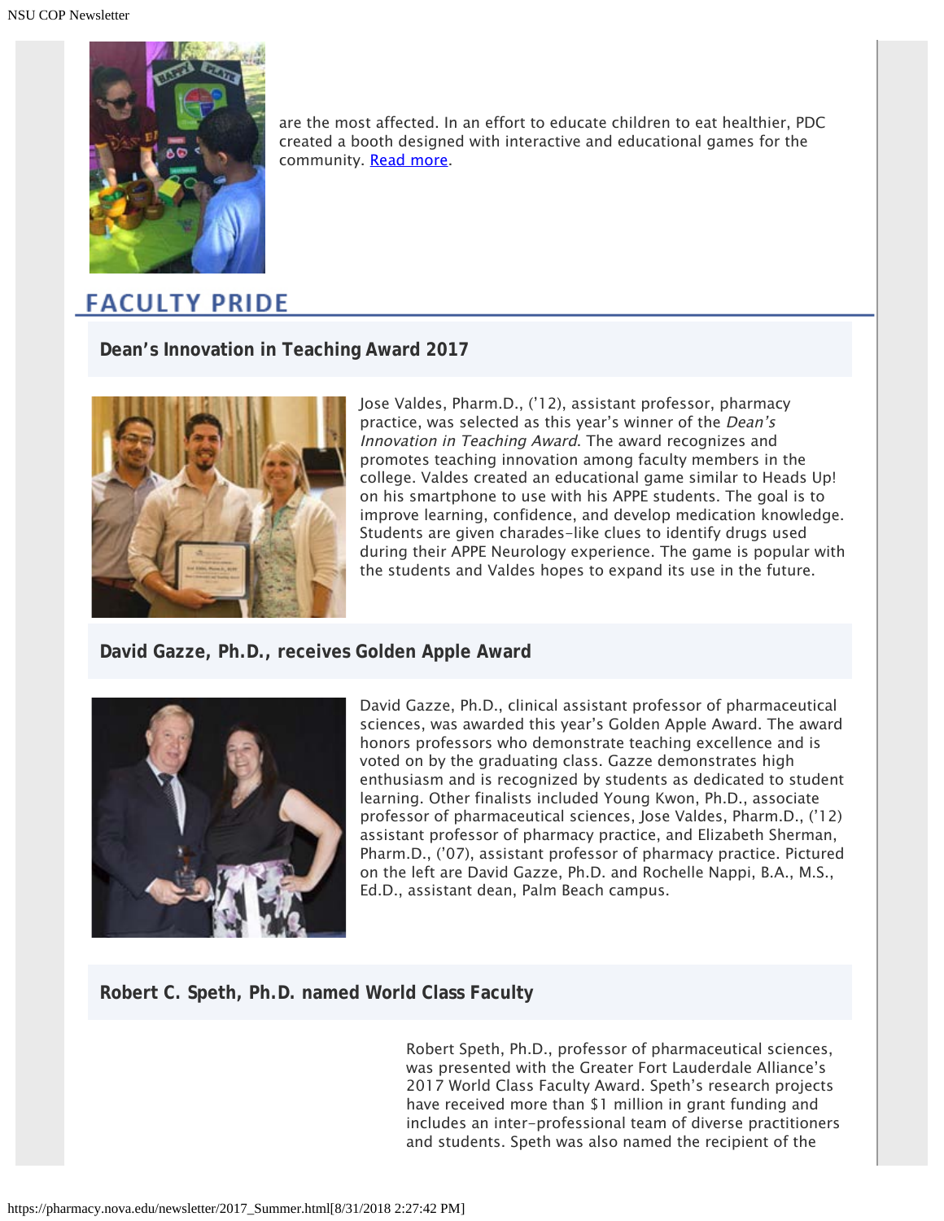are the most affected. In an effort to educate children to eat healthier, PDC created a booth designed with interactive and educational games for the community. Read more.

## FACULTY PRIDE

### Dean's Innovation in Teaching Award 2017

Jose Valdes, Pharm.D., ('12), assistant professor, pharmacy practice, was selected as this year's winner of the *Dean's Innovation in Teaching Award*. The award recognizes and promotes teaching innovation among faculty members in the college. Valdes created an educational game similar to Heads Up! on his smartphone to use with his APPE students. The goal is to improve learning, confidence, and develop medication knowledge. Students are given charades-like clues to identify drugs used during their APPE Neurology experience. The game is popular with the students and Valdes hopes to expand its use in the future.

### David Gazze, Ph.D., receives Golden Apple Award

David Gazze, Ph.D., clinical assistant professor of pharmaceutical sciences, was awarded this year's Golden Apple Award. The award honors professors who demonstrate teaching excellence and is voted on by the graduating class. Gazze demonstrates high enthusiasm and is recognized by students as dedicated to student learning. Other finalists included Young Kwon, Ph.D., associate professor of pharmaceutical sciences, Jose Valdes, Pharm.D., ('12) assistant professor of pharmacy practice, and Elizabeth Sherman, Pharm.D., ('07), assistant professor of pharmacy practice. Pictured on the left are David Gazze, Ph.D. and Rochelle Nappi, B.A., M.S., Ed.D., assistant dean, Palm Beach campus.

### Robert C. Speth, Ph.D. named World Class Faculty

Robert Speth, Ph.D., professor of pharmaceutical sciences, was presented with the Greater Fort Lauderdale Alliance's 2017 World Class Faculty Award. Speth's research projects have received more than $1 million in grant funding and includes an inter-professional team of diverse practitioners and students. Speth was also named the recipient of the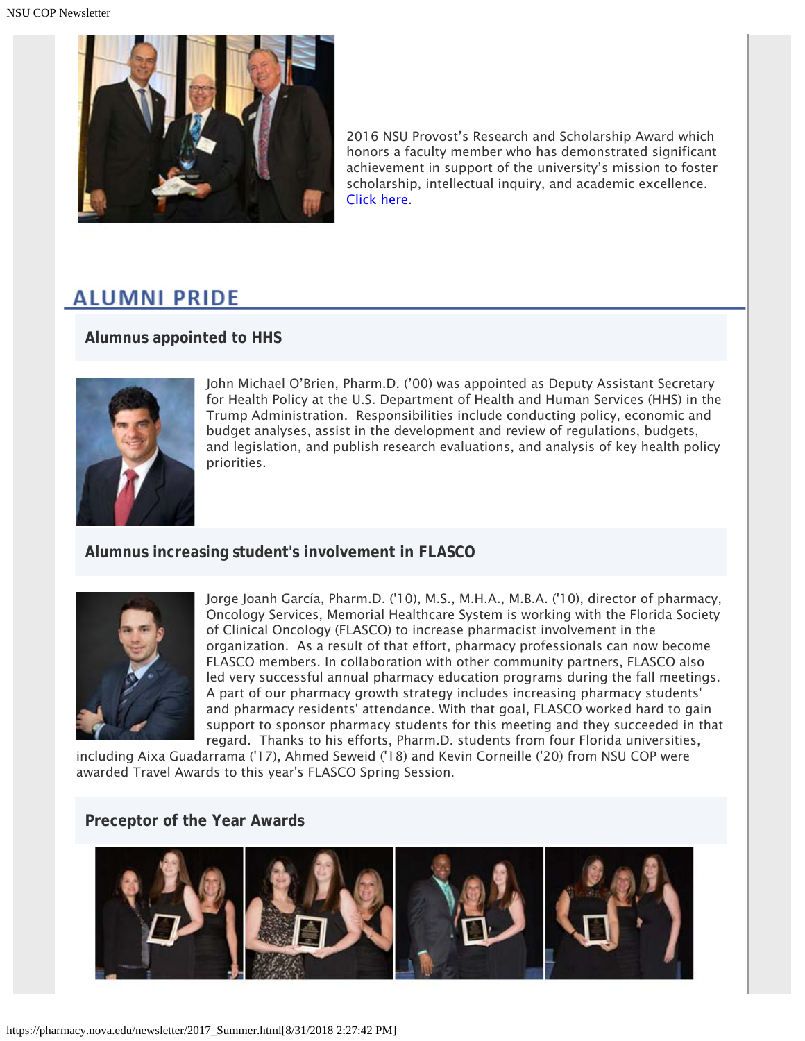2016 NSU Provost's Research and Scholarship Award which honors a faculty member who has demonstrated significant achievement in support of the university's mission to foster scholarship, intellectual inquiry, and academic excellence. Click here.

## ALUMNI PRIDE

### Alumnus appointed to HHS

John Michael O'Brien, Pharm.D. ('00) was appointed as Deputy Assistant Secretary for Health Policy at the U.S. Department of Health and Human Services (HHS) in the Trump Administration. Responsibilities include conducting policy, economic and budget analyses, assist in the development and review of regulations, budgets, and legislation, and publish research evaluations, and analysis of key health policy priorities.

### Alumnus increasing student's involvement in FLASCO

Jorge Joanh García, Pharm.D. ('10), M.S., M.H.A., M.B.A. ('10), director of pharmacy, Oncology Services, Memorial Healthcare System is working with the Florida Society of Clinical Oncology (FLASCO) to increase pharmacist involvement in the organization. As a result of that effort, pharmacy professionals can now become FLASCO members. In collaboration with other community partners, FLASCO also led very successful annual pharmacy education programs during the fall meetings. A part of our pharmacy growth strategy includes increasing pharmacy students' and pharmacy residents' attendance. With that goal, FLASCO worked hard to gain support to sponsor pharmacy students for this meeting and they succeeded in that regard. Thanks to his efforts, Pharm.D. students from four Florida universities, including Aixa Guadarrama ('17), Ahmed Seweid ('18) and Kevin Corneille ('20) from NSU COP were awarded Travel Awards to this year's FLASCO Spring Session.

### Preceptor of the Year Awards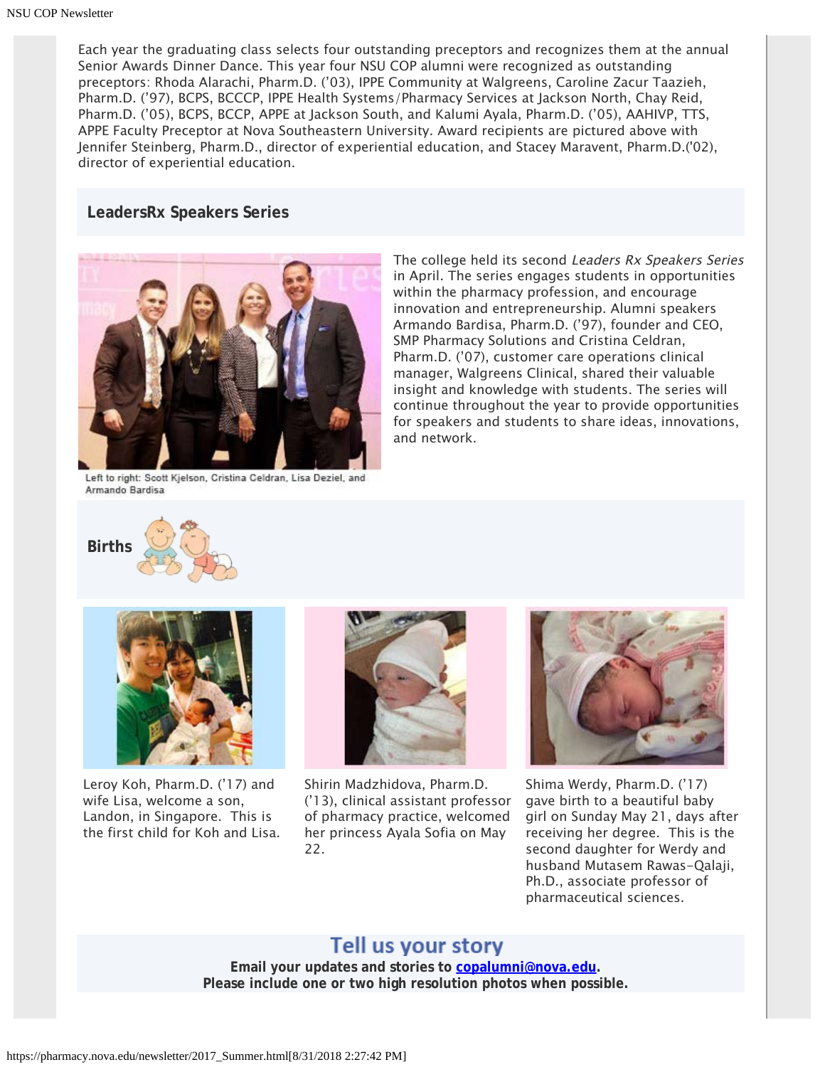Each year the graduating class selects four outstanding preceptors and recognizes them at the annual Senior Awards Dinner Dance. This year four NSU COP alumni were recognized as outstanding preceptors: Rhoda Alarachi, Pharm.D. ('03), IPPE Community at Walgreens, Caroline Zacur Taazieh, Pharm.D. ('97), BCPS, BCCCP, IPPE Health Systems/Pharmacy Services at Jackson North, Chay Reid, Pharm.D. ('05), BCPS, BCCP, APPE at Jackson South, and Kalumi Ayala, Pharm.D. ('05), AAHIVP, TTS, APPE Faculty Preceptor at Nova Southeastern University. Award recipients are pictured above with Jennifer Steinberg, Pharm.D., director of experiential education, and Stacey Maravent, Pharm.D.('02), director of experiential education.

## LeadersRx Speakers Series

Left to right: Scott Kjelson, Cristina Celdran, Lisa Deziel, and Armando Bardisa

The college held its second *Leaders Rx Speakers Series* in April. The series engages students in opportunities within the pharmacy profession, and encourage innovation and entrepreneurship. Alumni speakers Armando Bardisa, Pharm.D. ('97), founder and CEO, SMP Pharmacy Solutions and Cristina Celdran, Pharm.D. ('07), customer care operations clinical manager, Walgreens Clinical, shared their valuable insight and knowledge with students. The series will continue throughout the year to provide opportunities for speakers and students to share ideas, innovations, and network.

## Births

Leroy Koh, Pharm.D. ('17) and wife Lisa, welcome a son, Landon, in Singapore. This is the first child for Koh and Lisa.

Shirin Madzhidova, Pharm.D. ('13), clinical assistant professor of pharmacy practice, welcomed her princess Ayala Sofia on May 22.

Shima Werdy, Pharm.D. ('17) gave birth to a beautiful baby girl on Sunday May 21, days after receiving her degree. This is the second daughter for Werdy and husband Mutasem Rawas-Qalaji, Ph.D., associate professor of pharmaceutical sciences.

## Tell us your story

**Email your updates and stories to copalumni@nova.edu.**
**Please include one or two high resolution photos when possible.**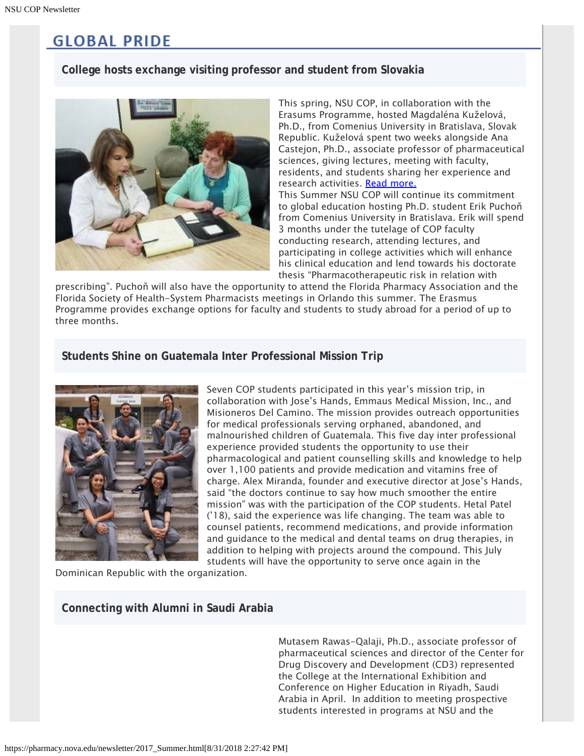# GLOBAL PRIDE

## College hosts exchange visiting professor and student from Slovakia

This spring, NSU COP, in collaboration with the Erasums Programme, hosted Magdaléna Kuželová, Ph.D., from Comenius University in Bratislava, Slovak Republic. Kuželová spent two weeks alongside Ana Castejon, Ph.D., associate professor of pharmaceutical sciences, giving lectures, meeting with faculty, residents, and students sharing her experience and research activities. [Read more.]

This Summer NSU COP will continue its commitment to global education hosting Ph.D. student Erik Puchoň from Comenius University in Bratislava. Erik will spend 3 months under the tutelage of COP faculty conducting research, attending lectures, and participating in college activities which will enhance his clinical education and lend towards his doctorate thesis "Pharmacotherapeutic risk in relation with prescribing". Puchoň will also have the opportunity to attend the Florida Pharmacy Association and the Florida Society of Health-System Pharmacists meetings in Orlando this summer. The Erasmus Programme provides exchange options for faculty and students to study abroad for a period of up to three months.

## Students Shine on Guatemala Inter Professional Mission Trip

Seven COP students participated in this year's mission trip, in collaboration with Jose's Hands, Emmaus Medical Mission, Inc., and Misioneros Del Camino. The mission provides outreach opportunities for medical professionals serving orphaned, abandoned, and malnourished children of Guatemala. This five day inter professional experience provided students the opportunity to use their pharmacological and patient counselling skills and knowledge to help over 1,100 patients and provide medication and vitamins free of charge. Alex Miranda, founder and executive director at Jose's Hands, said "the doctors continue to say how much smoother the entire mission" was with the participation of the COP students. Hetal Patel ('18), said the experience was life changing. The team was able to counsel patients, recommend medications, and provide information and guidance to the medical and dental teams on drug therapies, in addition to helping with projects around the compound. This July students will have the opportunity to serve once again in the Dominican Republic with the organization.

## Connecting with Alumni in Saudi Arabia

Mutasem Rawas-Qalaji, Ph.D., associate professor of pharmaceutical sciences and director of the Center for Drug Discovery and Development (CD3) represented the College at the International Exhibition and Conference on Higher Education in Riyadh, Saudi Arabia in April. In addition to meeting prospective students interested in programs at NSU and the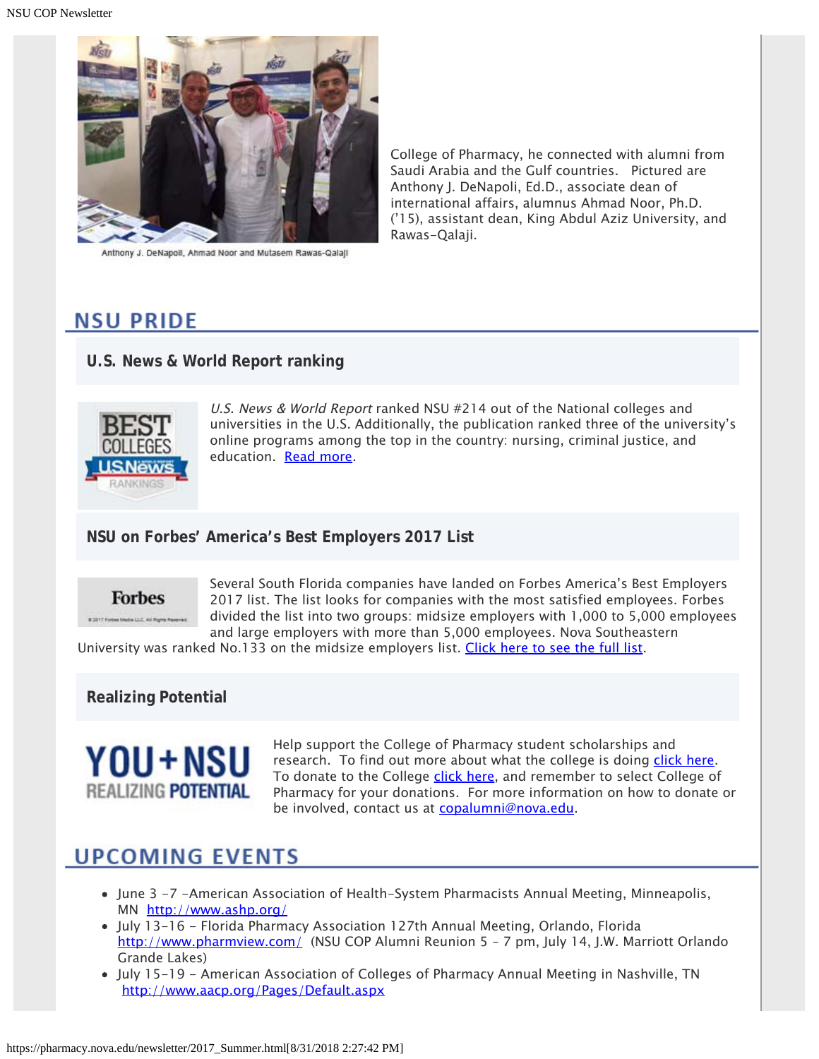Anthony J. DeNapoli, Ahmad Noor and Mutasem Rawas-Qalaji

College of Pharmacy, he connected with alumni from Saudi Arabia and the Gulf countries. Pictured are Anthony J. DeNapoli, Ed.D., associate dean of international affairs, alumnus Ahmad Noor, Ph.D. ('15), assistant dean, King Abdul Aziz University, and Rawas-Qalaji.

## NSU PRIDE

### U.S. News & World Report ranking

*U.S. News & World Report* ranked NSU #214 out of the National colleges and universities in the U.S. Additionally, the publication ranked three of the university's online programs among the top in the country: nursing, criminal justice, and education. Read more.

### NSU on Forbes' America's Best Employers 2017 List

Several South Florida companies have landed on Forbes America's Best Employers 2017 list. The list looks for companies with the most satisfied employees. Forbes divided the list into two groups: midsize employers with 1,000 to 5,000 employees and large employers with more than 5,000 employees. Nova Southeastern University was ranked No.133 on the midsize employers list. Click here to see the full list.

### Realizing Potential

Help support the College of Pharmacy student scholarships and research. To find out more about what the college is doing click here. To donate to the College click here, and remember to select College of Pharmacy for your donations. For more information on how to donate or be involved, contact us at copalumni@nova.edu.

## UPCOMING EVENTS

- June 3 -7 –American Association of Health-System Pharmacists Annual Meeting, Minneapolis, MN http://www.ashp.org/
- July 13-16 – Florida Pharmacy Association 127th Annual Meeting, Orlando, Florida http://www.pharmview.com/ (NSU COP Alumni Reunion 5 – 7 pm, July 14, J.W. Marriott Orlando Grande Lakes)
- July 15-19 – American Association of Colleges of Pharmacy Annual Meeting in Nashville, TN http://www.aacp.org/Pages/Default.aspx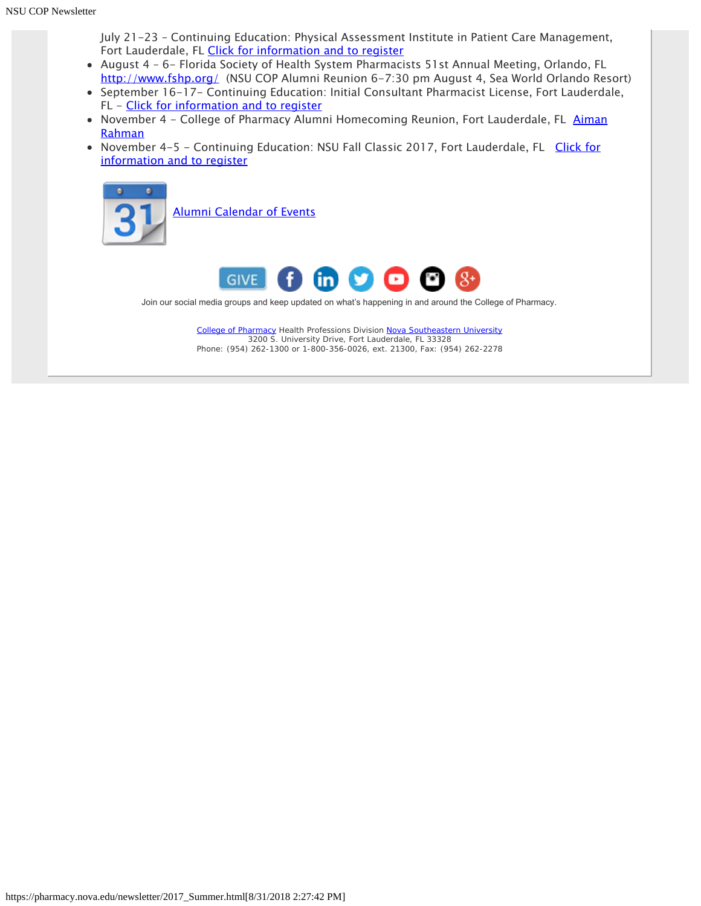July 21–23 – Continuing Education: Physical Assessment Institute in Patient Care Management, Fort Lauderdale, FL Click for information and to register

- August 4 – 6– Florida Society of Health System Pharmacists 51st Annual Meeting, Orlando, FL http://www.fshp.org/ (NSU COP Alumni Reunion 6-7:30 pm August 4, Sea World Orlando Resort)
- September 16-17– Continuing Education: Initial Consultant Pharmacist License, Fort Lauderdale, FL – Click for information and to register
- November 4 – College of Pharmacy Alumni Homecoming Reunion, Fort Lauderdale, FL Aiman Rahman
- November 4-5 – Continuing Education: NSU Fall Classic 2017, Fort Lauderdale, FL Click for information and to register

Alumni Calendar of Events

GIVE

Join our social media groups and keep updated on what's happening in and around the College of Pharmacy.

College of Pharmacy Health Professions Division Nova Southeastern University
3200 S. University Drive, Fort Lauderdale, FL 33328
Phone: (954) 262-1300 or 1-800-356-0026, ext. 21300, Fax: (954) 262-2278